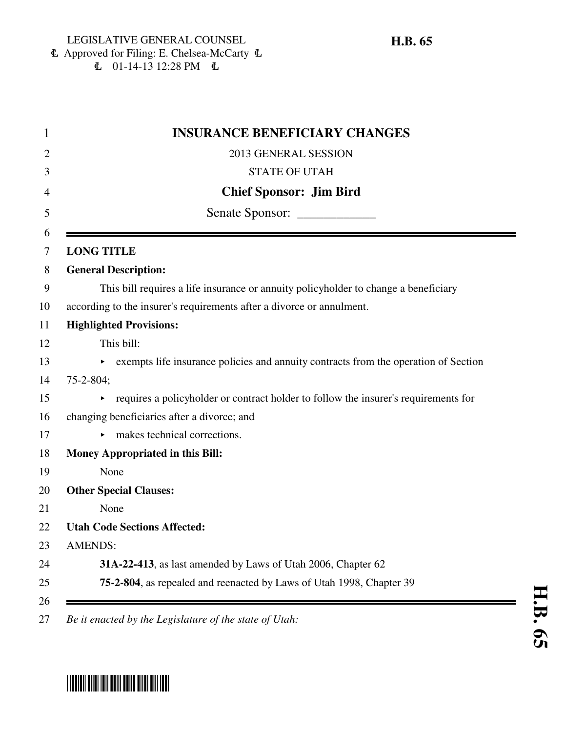LEGISLATIVE GENERAL COUNSEL
Approved for Filing: E. Chelsea-McCarty
01-14-13 12:28 PM

**H.B. 65**

# INSURANCE BENEFICIARY CHANGES

2013 GENERAL SESSION

STATE OF UTAH

**Chief Sponsor: Jim Bird**

Senate Sponsor: ____________

---

**LONG TITLE**

**General Description:**

This bill requires a life insurance or annuity policyholder to change a beneficiary according to the insurer's requirements after a divorce or annulment.

**Highlighted Provisions:**

This bill:

- exempts life insurance policies and annuity contracts from the operation of Section 75-2-804;
- requires a policyholder or contract holder to follow the insurer's requirements for changing beneficiaries after a divorce; and
- makes technical corrections.

**Money Appropriated in this Bill:**

None

**Other Special Clauses:**

None

**Utah Code Sections Affected:**

AMENDS:

**31A-22-413**, as last amended by Laws of Utah 2006, Chapter 62

**75-2-804**, as repealed and reenacted by Laws of Utah 1998, Chapter 39

---

*Be it enacted by the Legislature of the state of Utah:*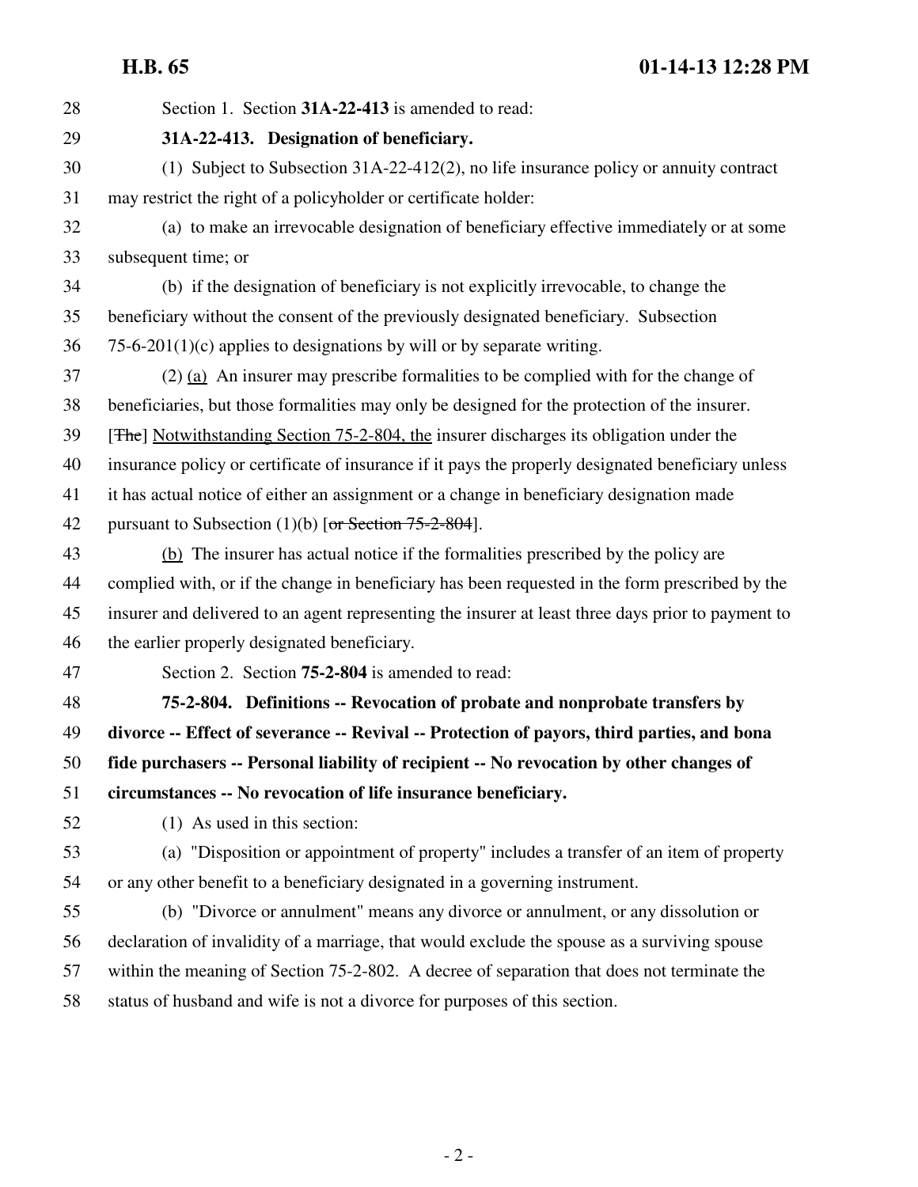Section 1. Section **31A-22-413** is amended to read:

**31A-22-413. Designation of beneficiary.**

(1) Subject to Subsection 31A-22-412(2), no life insurance policy or annuity contract may restrict the right of a policyholder or certificate holder:

(a) to make an irrevocable designation of beneficiary effective immediately or at some subsequent time; or

(b) if the designation of beneficiary is not explicitly irrevocable, to change the beneficiary without the consent of the previously designated beneficiary. Subsection 75-6-201(1)(c) applies to designations by will or by separate writing.

(2) (a) An insurer may prescribe formalities to be complied with for the change of beneficiaries, but those formalities may only be designed for the protection of the insurer. [~~The~~] Notwithstanding Section 75-2-804, the insurer discharges its obligation under the insurance policy or certificate of insurance if it pays the properly designated beneficiary unless it has actual notice of either an assignment or a change in beneficiary designation made pursuant to Subsection (1)(b) [~~or Section 75-2-804~~].

(b) The insurer has actual notice if the formalities prescribed by the policy are complied with, or if the change in beneficiary has been requested in the form prescribed by the insurer and delivered to an agent representing the insurer at least three days prior to payment to the earlier properly designated beneficiary.

Section 2. Section **75-2-804** is amended to read:

**75-2-804. Definitions -- Revocation of probate and nonprobate transfers by divorce -- Effect of severance -- Revival -- Protection of payors, third parties, and bona fide purchasers -- Personal liability of recipient -- No revocation by other changes of circumstances -- No revocation of life insurance beneficiary.**

(1) As used in this section:

(a) "Disposition or appointment of property" includes a transfer of an item of property or any other benefit to a beneficiary designated in a governing instrument.

(b) "Divorce or annulment" means any divorce or annulment, or any dissolution or declaration of invalidity of a marriage, that would exclude the spouse as a surviving spouse within the meaning of Section 75-2-802. A decree of separation that does not terminate the status of husband and wife is not a divorce for purposes of this section.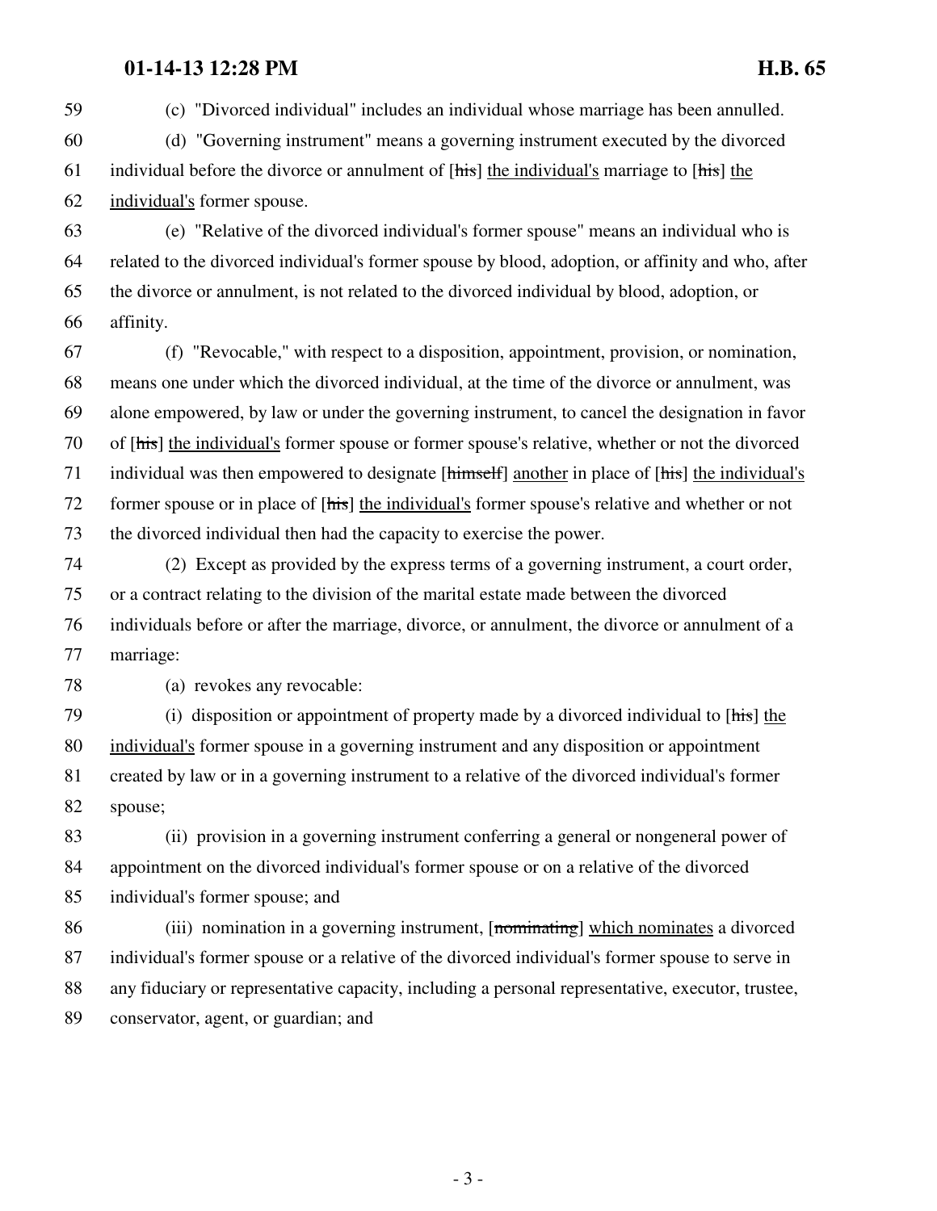(c) "Divorced individual" includes an individual whose marriage has been annulled.

(d) "Governing instrument" means a governing instrument executed by the divorced individual before the divorce or annulment of [~~his~~] <u>the individual's</u> marriage to [~~his~~] <u>the individual's</u> former spouse.

(e) "Relative of the divorced individual's former spouse" means an individual who is related to the divorced individual's former spouse by blood, adoption, or affinity and who, after the divorce or annulment, is not related to the divorced individual by blood, adoption, or affinity.

(f) "Revocable," with respect to a disposition, appointment, provision, or nomination, means one under which the divorced individual, at the time of the divorce or annulment, was alone empowered, by law or under the governing instrument, to cancel the designation in favor of [~~his~~] <u>the individual's</u> former spouse or former spouse's relative, whether or not the divorced individual was then empowered to designate [~~himself~~] <u>another</u> in place of [~~his~~] <u>the individual's</u> former spouse or in place of [~~his~~] <u>the individual's</u> former spouse's relative and whether or not the divorced individual then had the capacity to exercise the power.

(2) Except as provided by the express terms of a governing instrument, a court order, or a contract relating to the division of the marital estate made between the divorced individuals before or after the marriage, divorce, or annulment, the divorce or annulment of a marriage:

(a) revokes any revocable:

(i) disposition or appointment of property made by a divorced individual to [~~his~~] <u>the individual's</u> former spouse in a governing instrument and any disposition or appointment created by law or in a governing instrument to a relative of the divorced individual's former spouse;

(ii) provision in a governing instrument conferring a general or nongeneral power of appointment on the divorced individual's former spouse or on a relative of the divorced individual's former spouse; and

(iii) nomination in a governing instrument, [~~nominating~~] <u>which nominates</u> a divorced individual's former spouse or a relative of the divorced individual's former spouse to serve in any fiduciary or representative capacity, including a personal representative, executor, trustee, conservator, agent, or guardian; and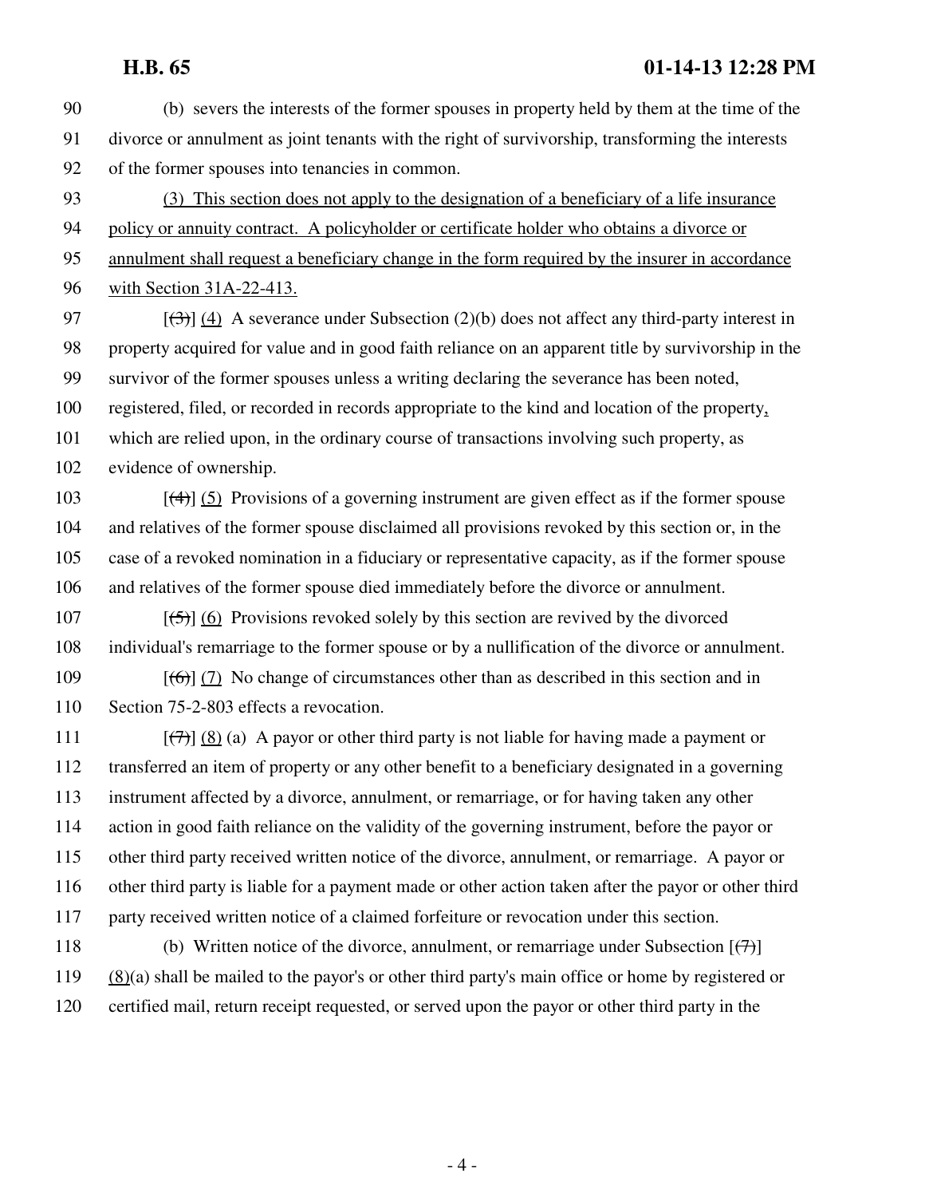(b) severs the interests of the former spouses in property held by them at the time of the divorce or annulment as joint tenants with the right of survivorship, transforming the interests of the former spouses into tenancies in common.

<u>(3) This section does not apply to the designation of a beneficiary of a life insurance policy or annuity contract. A policyholder or certificate holder who obtains a divorce or annulment shall request a beneficiary change in the form required by the insurer in accordance with Section 31A-22-413.</u>

[~~(3)~~] <u>(4)</u> A severance under Subsection (2)(b) does not affect any third-party interest in property acquired for value and in good faith reliance on an apparent title by survivorship in the survivor of the former spouses unless a writing declaring the severance has been noted, registered, filed, or recorded in records appropriate to the kind and location of the property<u>,</u> which are relied upon, in the ordinary course of transactions involving such property, as evidence of ownership.

[~~(4)~~] <u>(5)</u> Provisions of a governing instrument are given effect as if the former spouse and relatives of the former spouse disclaimed all provisions revoked by this section or, in the case of a revoked nomination in a fiduciary or representative capacity, as if the former spouse and relatives of the former spouse died immediately before the divorce or annulment.

[~~(5)~~] <u>(6)</u> Provisions revoked solely by this section are revived by the divorced individual's remarriage to the former spouse or by a nullification of the divorce or annulment.

[~~(6)~~] <u>(7)</u> No change of circumstances other than as described in this section and in Section 75-2-803 effects a revocation.

[~~(7)~~] <u>(8)</u> (a) A payor or other third party is not liable for having made a payment or transferred an item of property or any other benefit to a beneficiary designated in a governing instrument affected by a divorce, annulment, or remarriage, or for having taken any other action in good faith reliance on the validity of the governing instrument, before the payor or other third party received written notice of the divorce, annulment, or remarriage. A payor or other third party is liable for a payment made or other action taken after the payor or other third party received written notice of a claimed forfeiture or revocation under this section.

(b) Written notice of the divorce, annulment, or remarriage under Subsection [~~(7)~~] <u>(8)</u>(a) shall be mailed to the payor's or other third party's main office or home by registered or certified mail, return receipt requested, or served upon the payor or other third party in the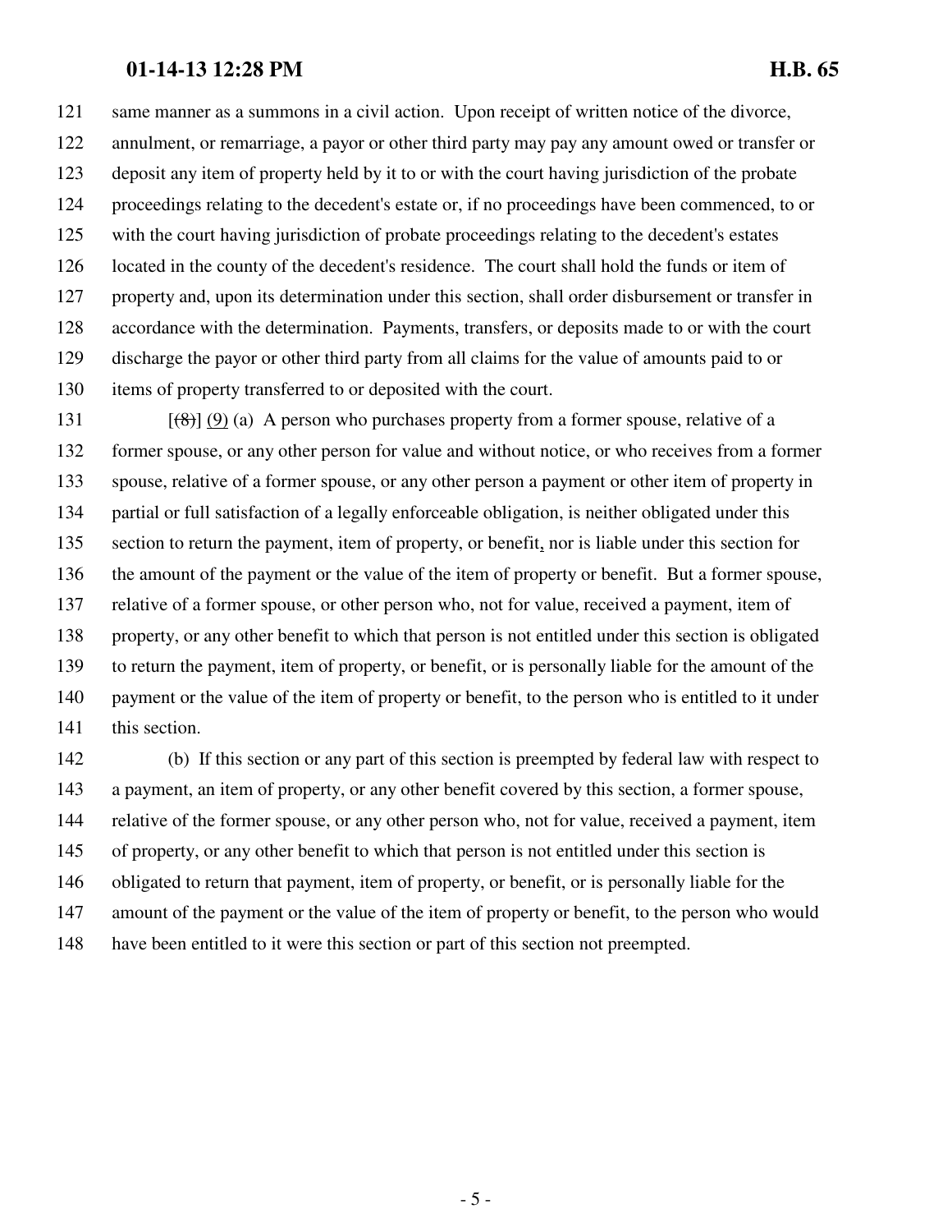same manner as a summons in a civil action. Upon receipt of written notice of the divorce, annulment, or remarriage, a payor or other third party may pay any amount owed or transfer or deposit any item of property held by it to or with the court having jurisdiction of the probate proceedings relating to the decedent's estate or, if no proceedings have been commenced, to or with the court having jurisdiction of probate proceedings relating to the decedent's estates located in the county of the decedent's residence. The court shall hold the funds or item of property and, upon its determination under this section, shall order disbursement or transfer in accordance with the determination. Payments, transfers, or deposits made to or with the court discharge the payor or other third party from all claims for the value of amounts paid to or items of property transferred to or deposited with the court.

[~~(8)~~] (9) (a) A person who purchases property from a former spouse, relative of a former spouse, or any other person for value and without notice, or who receives from a former spouse, relative of a former spouse, or any other person a payment or other item of property in partial or full satisfaction of a legally enforceable obligation, is neither obligated under this section to return the payment, item of property, or benefit, nor is liable under this section for the amount of the payment or the value of the item of property or benefit. But a former spouse, relative of a former spouse, or other person who, not for value, received a payment, item of property, or any other benefit to which that person is not entitled under this section is obligated to return the payment, item of property, or benefit, or is personally liable for the amount of the payment or the value of the item of property or benefit, to the person who is entitled to it under this section.

(b) If this section or any part of this section is preempted by federal law with respect to a payment, an item of property, or any other benefit covered by this section, a former spouse, relative of the former spouse, or any other person who, not for value, received a payment, item of property, or any other benefit to which that person is not entitled under this section is obligated to return that payment, item of property, or benefit, or is personally liable for the amount of the payment or the value of the item of property or benefit, to the person who would have been entitled to it were this section or part of this section not preempted.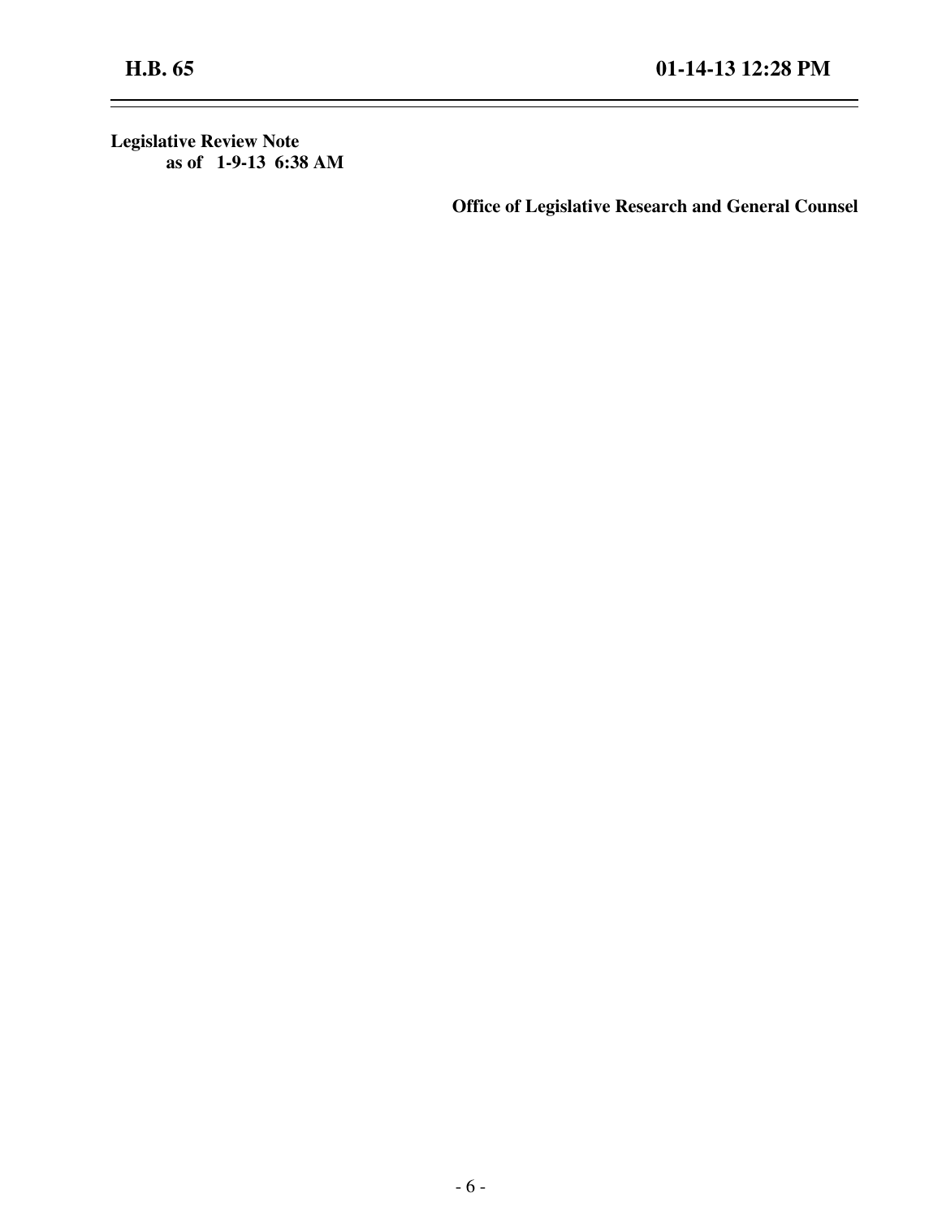**Legislative Review Note**
**as of 1-9-13 6:38 AM**

**Office of Legislative Research and General Counsel**